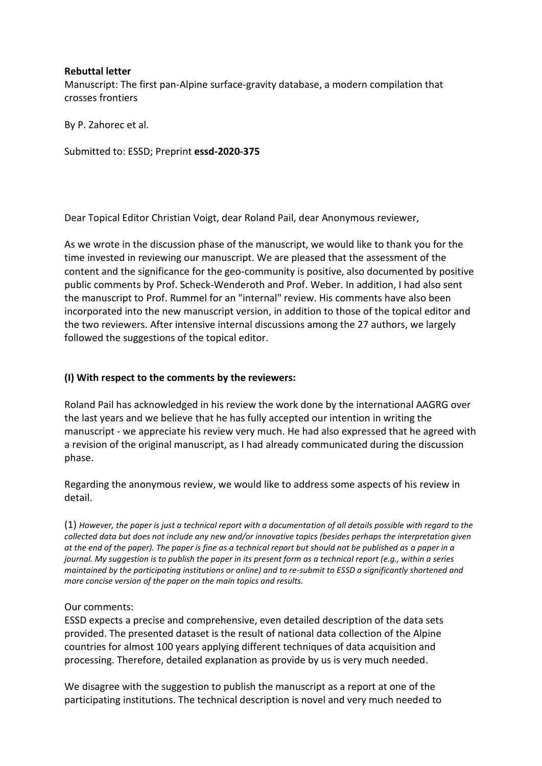**Rebuttal letter**

Manuscript: The first pan-Alpine surface-gravity database, a modern compilation that crosses frontiers

By P. Zahorec et al.

Submitted to: ESSD; Preprint **essd-2020-375**

Dear Topical Editor Christian Voigt, dear Roland Pail, dear Anonymous reviewer,

As we wrote in the discussion phase of the manuscript, we would like to thank you for the time invested in reviewing our manuscript. We are pleased that the assessment of the content and the significance for the geo-community is positive, also documented by positive public comments by Prof. Scheck-Wenderoth and Prof. Weber. In addition, I had also sent the manuscript to Prof. Rummel for an "internal" review. His comments have also been incorporated into the new manuscript version, in addition to those of the topical editor and the two reviewers. After intensive internal discussions among the 27 authors, we largely followed the suggestions of the topical editor.

### (I) With respect to the comments by the reviewers:

Roland Pail has acknowledged in his review the work done by the international AAGRG over the last years and we believe that he has fully accepted our intention in writing the manuscript - we appreciate his review very much. He had also expressed that he agreed with a revision of the original manuscript, as I had already communicated during the discussion phase.

Regarding the anonymous review, we would like to address some aspects of his review in detail.

(1) *However, the paper is just a technical report with a documentation of all details possible with regard to the collected data but does not include any new and/or innovative topics (besides perhaps the interpretation given at the end of the paper). The paper is fine as a technical report but should not be published as a paper in a journal. My suggestion is to publish the paper in its present form as a technical report (e.g., within a series maintained by the participating institutions or online) and to re-submit to ESSD a significantly shortened and more concise version of the paper on the main topics and results.*

Our comments:

ESSD expects a precise and comprehensive, even detailed description of the data sets provided. The presented dataset is the result of national data collection of the Alpine countries for almost 100 years applying different techniques of data acquisition and processing. Therefore, detailed explanation as provide by us is very much needed.

We disagree with the suggestion to publish the manuscript as a report at one of the participating institutions. The technical description is novel and very much needed to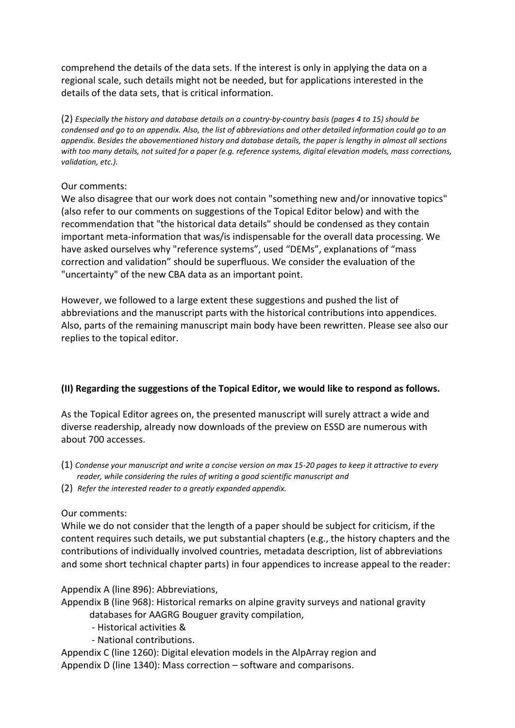comprehend the details of the data sets. If the interest is only in applying the data on a regional scale, such details might not be needed, but for applications interested in the details of the data sets, that is critical information.

(2) *Especially the history and database details on a country-by-country basis (pages 4 to 15) should be condensed and go to an appendix. Also, the list of abbreviations and other detailed information could go to an appendix. Besides the abovementioned history and database details, the paper is lengthy in almost all sections with too many details, not suited for a paper (e.g. reference systems, digital elevation models, mass corrections, validation, etc.).*

Our comments:

We also disagree that our work does not contain "something new and/or innovative topics" (also refer to our comments on suggestions of the Topical Editor below) and with the recommendation that "the historical data details" should be condensed as they contain important meta-information that was/is indispensable for the overall data processing. We have asked ourselves why "reference systems", used "DEMs", explanations of "mass correction and validation" should be superfluous. We consider the evaluation of the "uncertainty" of the new CBA data as an important point.

However, we followed to a large extent these suggestions and pushed the list of abbreviations and the manuscript parts with the historical contributions into appendices. Also, parts of the remaining manuscript main body have been rewritten. Please see also our replies to the topical editor.

**(II) Regarding the suggestions of the Topical Editor, we would like to respond as follows.**

As the Topical Editor agrees on, the presented manuscript will surely attract a wide and diverse readership, already now downloads of the preview on ESSD are numerous with about 700 accesses.

(1) *Condense your manuscript and write a concise version on max 15-20 pages to keep it attractive to every reader, while considering the rules of writing a good scientific manuscript and*

(2) *Refer the interested reader to a greatly expanded appendix.*

Our comments:

While we do not consider that the length of a paper should be subject for criticism, if the content requires such details, we put substantial chapters (e.g., the history chapters and the contributions of individually involved countries, metadata description, list of abbreviations and some short technical chapter parts) in four appendices to increase appeal to the reader:

Appendix A (line 896): Abbreviations,

Appendix B (line 968): Historical remarks on alpine gravity surveys and national gravity databases for AAGRG Bouguer gravity compilation,

- Historical activities &
- National contributions.

Appendix C (line 1260): Digital elevation models in the AlpArray region and

Appendix D (line 1340): Mass correction – software and comparisons.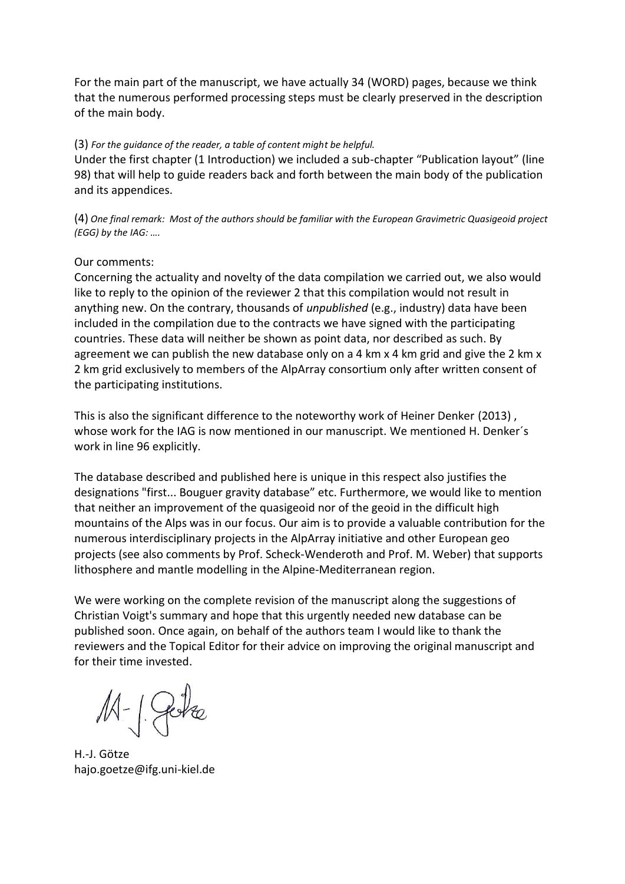For the main part of the manuscript, we have actually 34 (WORD) pages, because we think that the numerous performed processing steps must be clearly preserved in the description of the main body.

(3) *For the guidance of the reader, a table of content might be helpful.*
Under the first chapter (1 Introduction) we included a sub-chapter "Publication layout" (line 98) that will help to guide readers back and forth between the main body of the publication and its appendices.

(4) *One final remark: Most of the authors should be familiar with the European Gravimetric Quasigeoid project (EGG) by the IAG: ….*

Our comments:
Concerning the actuality and novelty of the data compilation we carried out, we also would like to reply to the opinion of the reviewer 2 that this compilation would not result in anything new. On the contrary, thousands of *unpublished* (e.g., industry) data have been included in the compilation due to the contracts we have signed with the participating countries. These data will neither be shown as point data, nor described as such. By agreement we can publish the new database only on a 4 km x 4 km grid and give the 2 km x 2 km grid exclusively to members of the AlpArray consortium only after written consent of the participating institutions.

This is also the significant difference to the noteworthy work of Heiner Denker (2013) , whose work for the IAG is now mentioned in our manuscript. We mentioned H. Denker´s work in line 96 explicitly.

The database described and published here is unique in this respect also justifies the designations "first... Bouguer gravity database" etc. Furthermore, we would like to mention that neither an improvement of the quasigeoid nor of the geoid in the difficult high mountains of the Alps was in our focus. Our aim is to provide a valuable contribution for the numerous interdisciplinary projects in the AlpArray initiative and other European geo projects (see also comments by Prof. Scheck-Wenderoth and Prof. M. Weber) that supports lithosphere and mantle modelling in the Alpine-Mediterranean region.

We were working on the complete revision of the manuscript along the suggestions of Christian Voigt's summary and hope that this urgently needed new database can be published soon. Once again, on behalf of the authors team I would like to thank the reviewers and the Topical Editor for their advice on improving the original manuscript and for their time invested.

H.-J. Götze
hajo.goetze@ifg.uni-kiel.de